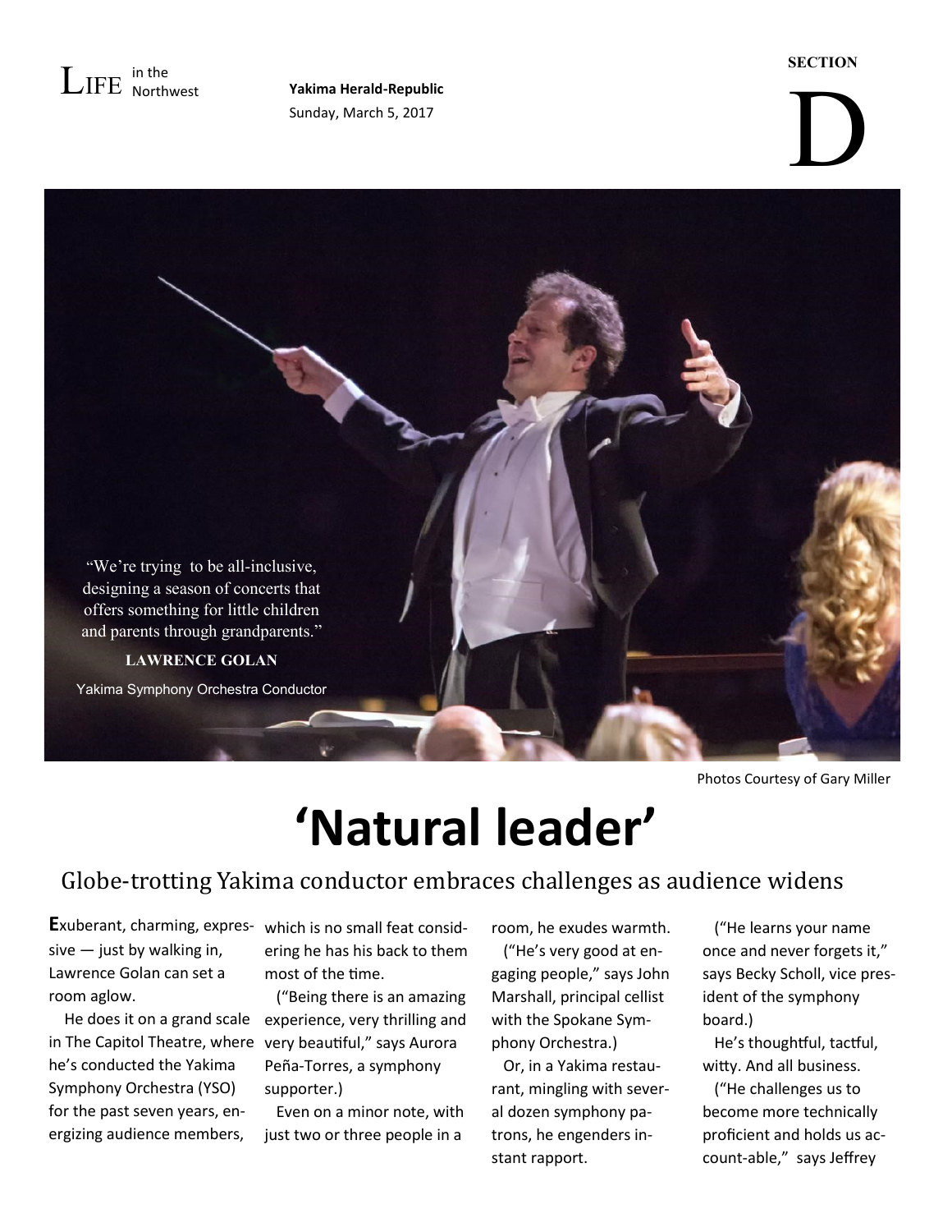LIFE in the Northwest

**Yakima Herald-Republic**
Sunday, March 5, 2017

SECTION **D**

"We're trying to be all-inclusive, designing a season of concerts that offers something for little children and parents through grandparents."

**LAWRENCE GOLAN**

Yakima Symphony Orchestra Conductor

Photos Courtesy of Gary Miller

# 'Natural leader'

## Globe-trotting Yakima conductor embraces challenges as audience widens

**E**xuberant, charming, expressive — just by walking in, Lawrence Golan can set a room aglow.

He does it on a grand scale in The Capitol Theatre, where he's conducted the Yakima Symphony Orchestra (YSO) for the past seven years, energizing audience members, which is no small feat considering he has his back to them most of the time.

("Being there is an amazing experience, very thrilling and very beautiful," says Aurora Peña-Torres, a symphony supporter.)

Even on a minor note, with just two or three people in a room, he exudes warmth.

("He's very good at engaging people," says John Marshall, principal cellist with the Spokane Symphony Orchestra.)

Or, in a Yakima restaurant, mingling with several dozen symphony patrons, he engenders instant rapport.

("He learns your name once and never forgets it," says Becky Scholl, vice president of the symphony board.)

He's thoughtful, tactful, witty. And all business.

("He challenges us to become more technically proficient and holds us account-able," says Jeffrey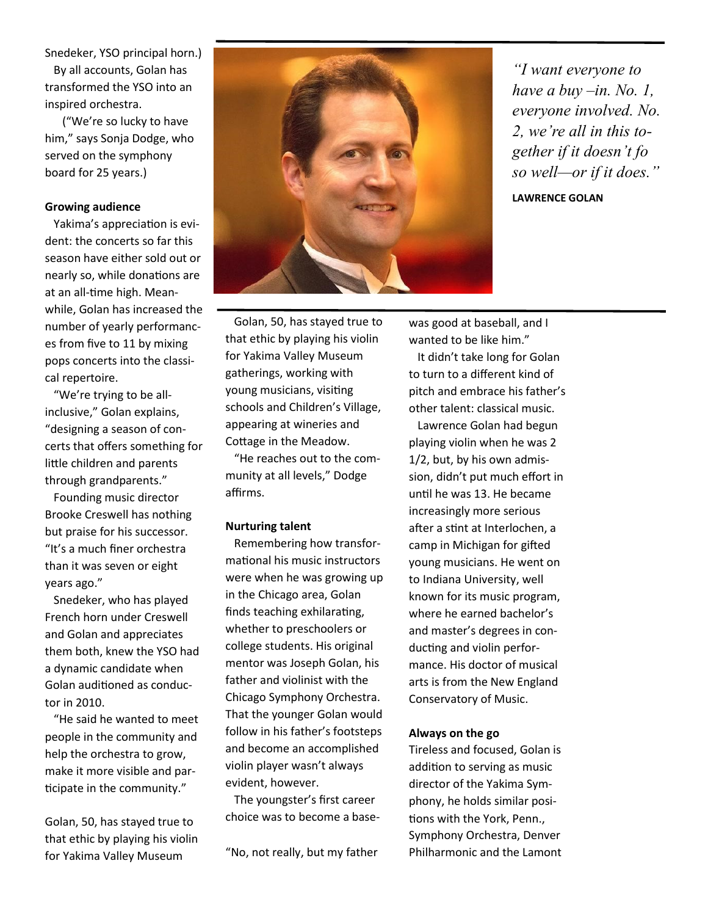Snedeker, YSO principal horn.)

By all accounts, Golan has transformed the YSO into an inspired orchestra.

("We're so lucky to have him," says Sonja Dodge, who served on the symphony board for 25 years.)

**Growing audience**

Yakima's appreciation is evident: the concerts so far this season have either sold out or nearly so, while donations are at an all-time high. Meanwhile, Golan has increased the number of yearly performances from five to 11 by mixing pops concerts into the classical repertoire.

"We're trying to be all-inclusive," Golan explains, "designing a season of concerts that offers something for little children and parents through grandparents."

Founding music director Brooke Creswell has nothing but praise for his successor. "It's a much finer orchestra than it was seven or eight years ago."

Snedeker, who has played French horn under Creswell and Golan and appreciates them both, knew the YSO had a dynamic candidate when Golan auditioned as conductor in 2010.

"He said he wanted to meet people in the community and help the orchestra to grow, make it more visible and participate in the community."

Golan, 50, has stayed true to that ethic by playing his violin for Yakima Valley Museum

*"I want everyone to have a buy –in. No. 1, everyone involved. No. 2, we're all in this together if it doesn't fo so well—or if it does."*

**LAWRENCE GOLAN**

Golan, 50, has stayed true to that ethic by playing his violin for Yakima Valley Museum gatherings, working with young musicians, visiting schools and Children's Village, appearing at wineries and Cottage in the Meadow.

"He reaches out to the community at all levels," Dodge affirms.

**Nurturing talent**

Remembering how transformational his music instructors were when he was growing up in the Chicago area, Golan finds teaching exhilarating, whether to preschoolers or college students. His original mentor was Joseph Golan, his father and violinist with the Chicago Symphony Orchestra. That the younger Golan would follow in his father's footsteps and become an accomplished violin player wasn't always evident, however.

The youngster's first career choice was to become a base-

"No, not really, but my father was good at baseball, and I wanted to be like him."

It didn't take long for Golan to turn to a different kind of pitch and embrace his father's other talent: classical music.

Lawrence Golan had begun playing violin when he was 2 1/2, but, by his own admission, didn't put much effort in until he was 13. He became increasingly more serious after a stint at Interlochen, a camp in Michigan for gifted young musicians. He went on to Indiana University, well known for its music program, where he earned bachelor's and master's degrees in conducting and violin performance. His doctor of musical arts is from the New England Conservatory of Music.

**Always on the go**

Tireless and focused, Golan is addition to serving as music director of the Yakima Symphony, he holds similar positions with the York, Penn., Symphony Orchestra, Denver Philharmonic and the Lamont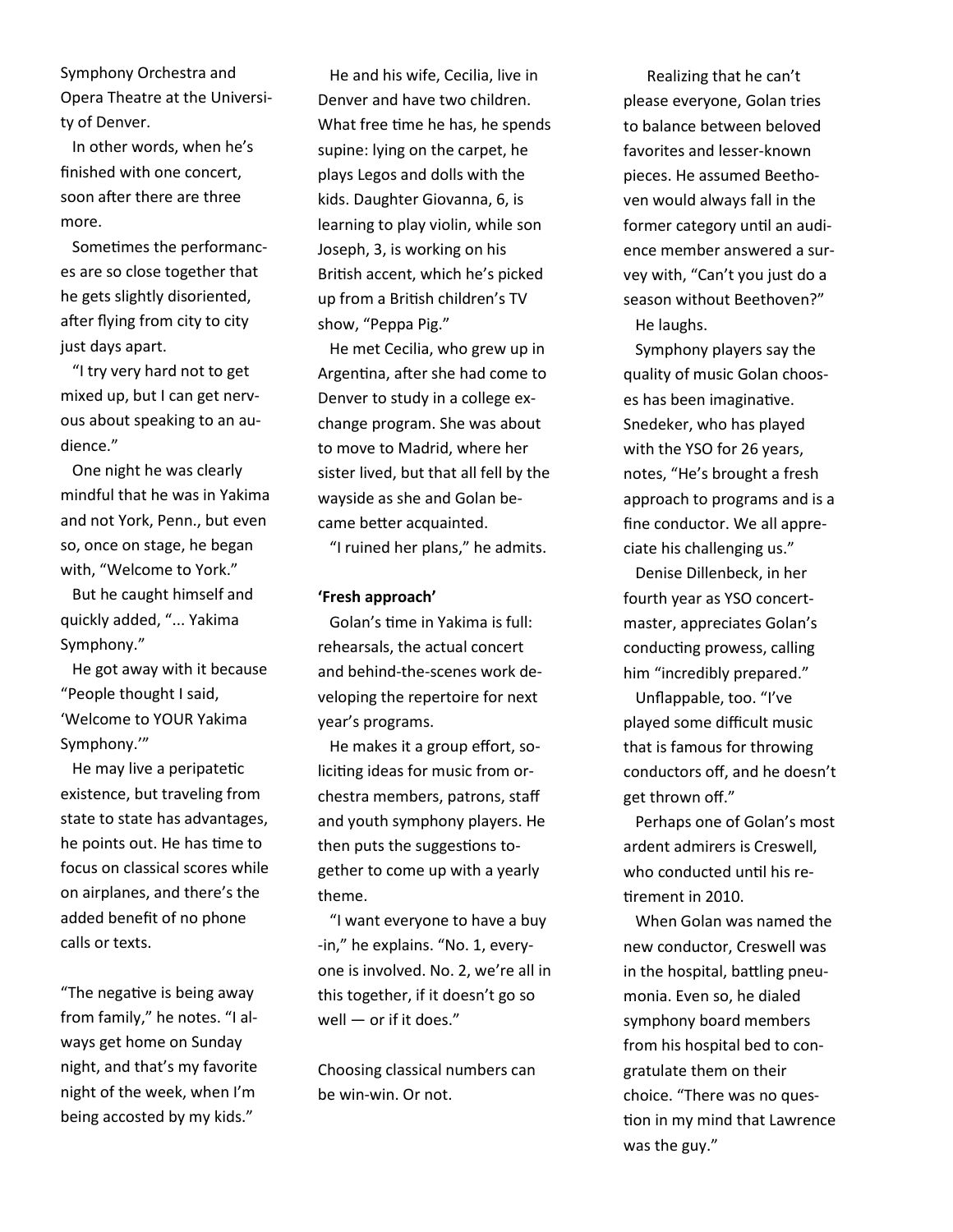Symphony Orchestra and Opera Theatre at the University of Denver.

In other words, when he's finished with one concert, soon after there are three more.

Sometimes the performances are so close together that he gets slightly disoriented, after flying from city to city just days apart.

"I try very hard not to get mixed up, but I can get nervous about speaking to an audience."

One night he was clearly mindful that he was in Yakima and not York, Penn., but even so, once on stage, he began with, "Welcome to York."

But he caught himself and quickly added, "... Yakima Symphony."

He got away with it because "People thought I said, 'Welcome to YOUR Yakima Symphony.'"

He may live a peripatetic existence, but traveling from state to state has advantages, he points out. He has time to focus on classical scores while on airplanes, and there's the added benefit of no phone calls or texts.

"The negative is being away from family," he notes. "I always get home on Sunday night, and that's my favorite night of the week, when I'm being accosted by my kids."

He and his wife, Cecilia, live in Denver and have two children. What free time he has, he spends supine: lying on the carpet, he plays Legos and dolls with the kids. Daughter Giovanna, 6, is learning to play violin, while son Joseph, 3, is working on his British accent, which he's picked up from a British children's TV show, "Peppa Pig."

He met Cecilia, who grew up in Argentina, after she had come to Denver to study in a college exchange program. She was about to move to Madrid, where her sister lived, but that all fell by the wayside as she and Golan became better acquainted.

"I ruined her plans," he admits.

**'Fresh approach'**

Golan's time in Yakima is full: rehearsals, the actual concert and behind-the-scenes work developing the repertoire for next year's programs.

He makes it a group effort, soliciting ideas for music from orchestra members, patrons, staff and youth symphony players. He then puts the suggestions together to come up with a yearly theme.

"I want everyone to have a buy-in," he explains. "No. 1, everyone is involved. No. 2, we're all in this together, if it doesn't go so well — or if it does."

Choosing classical numbers can be win-win. Or not.

Realizing that he can't please everyone, Golan tries to balance between beloved favorites and lesser-known pieces. He assumed Beethoven would always fall in the former category until an audience member answered a survey with, "Can't you just do a season without Beethoven?"

He laughs.

Symphony players say the quality of music Golan chooses has been imaginative. Snedeker, who has played with the YSO for 26 years, notes, "He's brought a fresh approach to programs and is a fine conductor. We all appreciate his challenging us."

Denise Dillenbeck, in her fourth year as YSO concertmaster, appreciates Golan's conducting prowess, calling him "incredibly prepared."

Unflappable, too. "I've played some difficult music that is famous for throwing conductors off, and he doesn't get thrown off."

Perhaps one of Golan's most ardent admirers is Creswell, who conducted until his retirement in 2010.

When Golan was named the new conductor, Creswell was in the hospital, battling pneumonia. Even so, he dialed symphony board members from his hospital bed to congratulate them on their choice. "There was no question in my mind that Lawrence was the guy."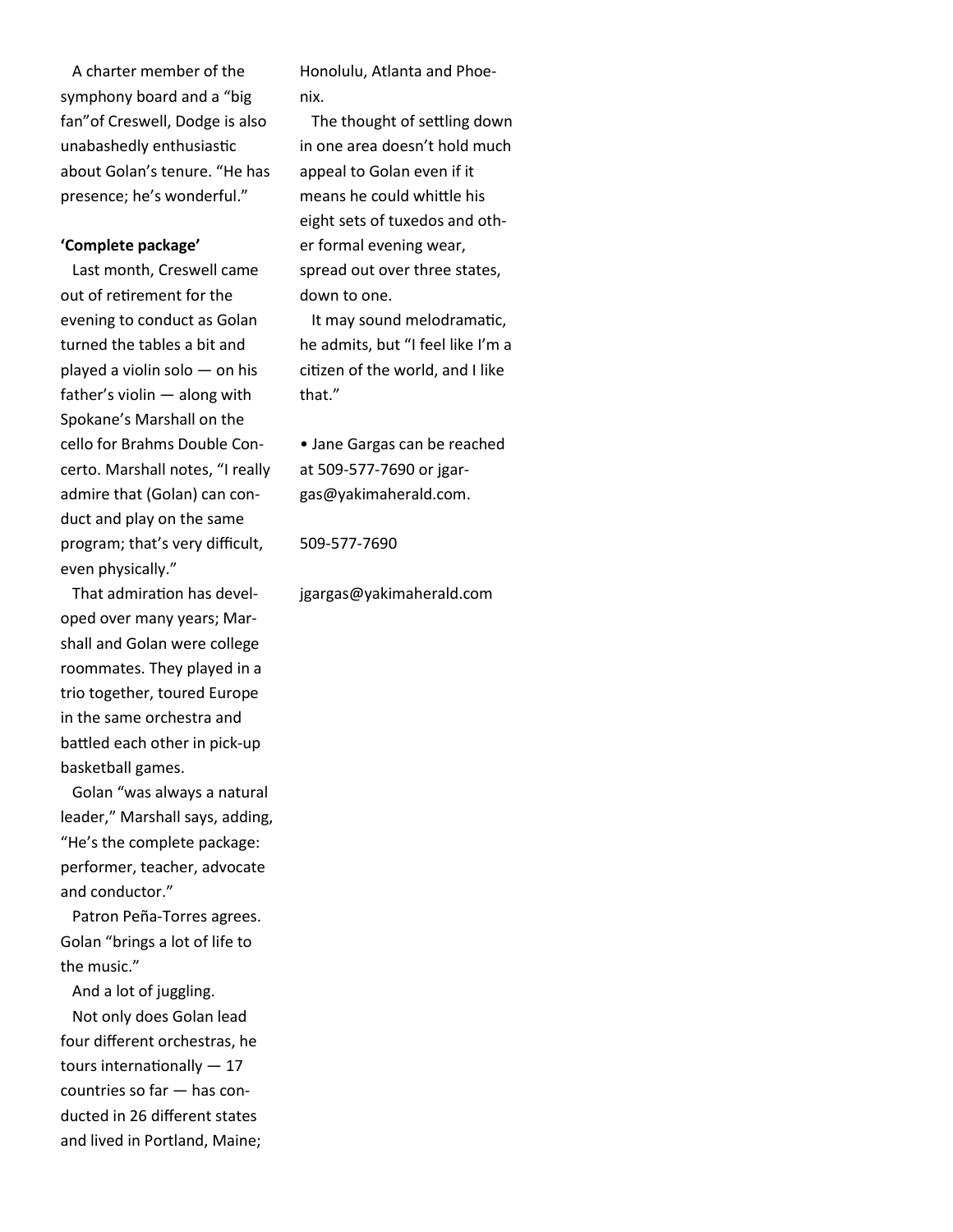A charter member of the symphony board and a "big fan"of Creswell, Dodge is also unabashedly enthusiastic about Golan's tenure. "He has presence; he's wonderful."

**'Complete package'**

Last month, Creswell came out of retirement for the evening to conduct as Golan turned the tables a bit and played a violin solo — on his father's violin — along with Spokane's Marshall on the cello for Brahms Double Concerto. Marshall notes, "I really admire that (Golan) can conduct and play on the same program; that's very difficult, even physically."

That admiration has developed over many years; Marshall and Golan were college roommates. They played in a trio together, toured Europe in the same orchestra and battled each other in pick-up basketball games.

Golan "was always a natural leader," Marshall says, adding, "He's the complete package: performer, teacher, advocate and conductor."

Patron Peña-Torres agrees. Golan "brings a lot of life to the music."

And a lot of juggling.

Not only does Golan lead four different orchestras, he tours internationally — 17 countries so far — has conducted in 26 different states and lived in Portland, Maine; Honolulu, Atlanta and Phoenix.

The thought of settling down in one area doesn't hold much appeal to Golan even if it means he could whittle his eight sets of tuxedos and other formal evening wear, spread out over three states, down to one.

It may sound melodramatic, he admits, but "I feel like I'm a citizen of the world, and I like that."

• Jane Gargas can be reached at 509-577-7690 or jgargas@yakimaherald.com.

509-577-7690

jgargas@yakimaherald.com